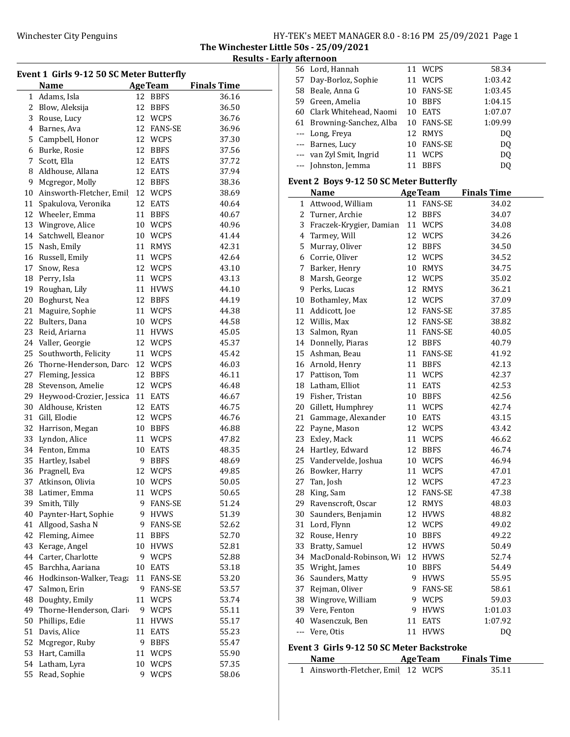The Winchester Little 50s - 25/09/2021

Results - Early afternoon

### Event 1 Girls 9-12 50 SC Meter Butterfly

| | Name | Age | Team | Finals Time |
|---|---|---|---|---|
| 1 | Adams, Isla | 12 | BBFS | 36.16 |
| 2 | Blow, Aleksija | 12 | BBFS | 36.50 |
| 3 | Rouse, Lucy | 12 | WCPS | 36.76 |
| 4 | Barnes, Ava | 12 | FANS-SE | 36.96 |
| 5 | Campbell, Honor | 12 | WCPS | 37.30 |
| 6 | Burke, Rosie | 12 | BBFS | 37.56 |
| 7 | Scott, Ella | 12 | EATS | 37.72 |
| 8 | Aldhouse, Allana | 12 | EATS | 37.94 |
| 9 | Mcgregor, Molly | 12 | BBFS | 38.36 |
| 10 | Ainsworth-Fletcher, Emil | 12 | WCPS | 38.69 |
| 11 | Spakulova, Veronika | 12 | EATS | 40.64 |
| 12 | Wheeler, Emma | 11 | BBFS | 40.67 |
| 13 | Wingrove, Alice | 10 | WCPS | 40.96 |
| 14 | Satchwell, Eleanor | 10 | WCPS | 41.44 |
| 15 | Nash, Emily | 11 | RMYS | 42.31 |
| 16 | Russell, Emily | 11 | WCPS | 42.64 |
| 17 | Snow, Resa | 12 | WCPS | 43.10 |
| 18 | Perry, Isla | 11 | WCPS | 43.13 |
| 19 | Roughan, Lily | 11 | HVWS | 44.10 |
| 20 | Boghurst, Nea | 12 | BBFS | 44.19 |
| 21 | Maguire, Sophie | 11 | WCPS | 44.38 |
| 22 | Bulters, Dana | 10 | WCPS | 44.58 |
| 23 | Reid, Ariarna | 11 | HVWS | 45.05 |
| 24 | Valler, Georgie | 12 | WCPS | 45.37 |
| 25 | Southworth, Felicity | 11 | WCPS | 45.42 |
| 26 | Thorne-Henderson, Darc | 12 | WCPS | 46.03 |
| 27 | Fleming, Jessica | 12 | BBFS | 46.11 |
| 28 | Stevenson, Amelie | 12 | WCPS | 46.48 |
| 29 | Heywood-Crozier, Jessica | 11 | EATS | 46.67 |
| 30 | Aldhouse, Kristen | 12 | EATS | 46.75 |
| 31 | Gill, Elodie | 12 | WCPS | 46.76 |
| 32 | Harrison, Megan | 10 | BBFS | 46.88 |
| 33 | Lyndon, Alice | 11 | WCPS | 47.82 |
| 34 | Fenton, Emma | 10 | EATS | 48.35 |
| 35 | Hartley, Isabel | 9 | BBFS | 48.69 |
| 36 | Pragnell, Eva | 12 | WCPS | 49.85 |
| 37 | Atkinson, Olivia | 10 | WCPS | 50.05 |
| 38 | Latimer, Emma | 11 | WCPS | 50.65 |
| 39 | Smith, Tilly | 9 | FANS-SE | 51.24 |
| 40 | Paynter-Hart, Sophie | 9 | HVWS | 51.39 |
| 41 | Allgood, Sasha N | 9 | FANS-SE | 52.62 |
| 42 | Fleming, Aimee | 11 | BBFS | 52.70 |
| 43 | Kerage, Angel | 10 | HVWS | 52.81 |
| 44 | Carter, Charlotte | 9 | WCPS | 52.88 |
| 45 | Barchha, Aariana | 10 | EATS | 53.18 |
| 46 | Hodkinson-Walker, Teaga | 11 | FANS-SE | 53.20 |
| 47 | Salmon, Erin | 9 | FANS-SE | 53.57 |
| 48 | Doughty, Emily | 11 | WCPS | 53.74 |
| 49 | Thorne-Henderson, Clari | 9 | WCPS | 55.11 |
| 50 | Phillips, Edie | 11 | HVWS | 55.17 |
| 51 | Davis, Alice | 11 | EATS | 55.23 |
| 52 | Mcgregor, Ruby | 9 | BBFS | 55.47 |
| 53 | Hart, Camilla | 11 | WCPS | 55.90 |
| 54 | Latham, Lyra | 10 | WCPS | 57.35 |
| 55 | Read, Sophie | 9 | WCPS | 58.06 |
| 56 | Lord, Hannah | 11 | WCPS | 58.34 |
| 57 | Day-Borloz, Sophie | 11 | WCPS | 1:03.42 |
| 58 | Beale, Anna G | 10 | FANS-SE | 1:03.45 |
| 59 | Green, Amelia | 10 | BBFS | 1:04.15 |
| 60 | Clark Whitehead, Naomi | 10 | EATS | 1:07.07 |
| 61 | Browning-Sanchez, Alba | 10 | FANS-SE | 1:09.99 |
| --- | Long, Freya | 12 | RMYS | DQ |
| --- | Barnes, Lucy | 10 | FANS-SE | DQ |
| --- | van Zyl Smit, Ingrid | 11 | WCPS | DQ |
| --- | Johnston, Jemma | 11 | BBFS | DQ |

### Event 2 Boys 9-12 50 SC Meter Butterfly

| | Name | Age | Team | Finals Time |
|---|---|---|---|---|
| 1 | Attwood, William | 11 | FANS-SE | 34.02 |
| 2 | Turner, Archie | 12 | BBFS | 34.07 |
| 3 | Fraczek-Krygier, Damian | 11 | WCPS | 34.08 |
| 4 | Tarmey, Will | 12 | WCPS | 34.26 |
| 5 | Murray, Oliver | 12 | BBFS | 34.50 |
| 6 | Corrie, Oliver | 12 | WCPS | 34.52 |
| 7 | Barker, Henry | 10 | RMYS | 34.75 |
| 8 | Marsh, George | 12 | WCPS | 35.02 |
| 9 | Perks, Lucas | 12 | RMYS | 36.21 |
| 10 | Bothamley, Max | 12 | WCPS | 37.09 |
| 11 | Addicott, Joe | 12 | FANS-SE | 37.85 |
| 12 | Willis, Max | 12 | FANS-SE | 38.82 |
| 13 | Salmon, Ryan | 11 | FANS-SE | 40.05 |
| 14 | Donnelly, Piaras | 12 | BBFS | 40.79 |
| 15 | Ashman, Beau | 11 | FANS-SE | 41.92 |
| 16 | Arnold, Henry | 11 | BBFS | 42.13 |
| 17 | Pattison, Tom | 11 | WCPS | 42.37 |
| 18 | Latham, Elliot | 11 | EATS | 42.53 |
| 19 | Fisher, Tristan | 10 | BBFS | 42.56 |
| 20 | Gillett, Humphrey | 11 | WCPS | 42.74 |
| 21 | Gammage, Alexander | 10 | EATS | 43.15 |
| 22 | Payne, Mason | 12 | WCPS | 43.42 |
| 23 | Exley, Mack | 11 | WCPS | 46.62 |
| 24 | Hartley, Edward | 12 | BBFS | 46.74 |
| 25 | Vandervelde, Joshua | 10 | WCPS | 46.94 |
| 26 | Bowker, Harry | 11 | WCPS | 47.01 |
| 27 | Tan, Josh | 12 | WCPS | 47.23 |
| 28 | King, Sam | 12 | FANS-SE | 47.38 |
| 29 | Ravenscroft, Oscar | 12 | RMYS | 48.03 |
| 30 | Saunders, Benjamin | 12 | HVWS | 48.82 |
| 31 | Lord, Flynn | 12 | WCPS | 49.02 |
| 32 | Rouse, Henry | 10 | BBFS | 49.22 |
| 33 | Bratty, Samuel | 12 | HVWS | 50.49 |
| 34 | MacDonald-Robinson, Wi | 12 | HVWS | 52.74 |
| 35 | Wright, James | 10 | BBFS | 54.49 |
| 36 | Saunders, Matty | 9 | HVWS | 55.95 |
| 37 | Rejman, Oliver | 9 | FANS-SE | 58.61 |
| 38 | Wingrove, William | 9 | WCPS | 59.03 |
| 39 | Vere, Fenton | 9 | HVWS | 1:01.03 |
| 40 | Wasenczuk, Ben | 11 | EATS | 1:07.92 |
| --- | Vere, Otis | 11 | HVWS | DQ |

### Event 3 Girls 9-12 50 SC Meter Backstroke

| | Name | Age | Team | Finals Time |
|---|---|---|---|---|
| 1 | Ainsworth-Fletcher, Emil | 12 | WCPS | 35.11 |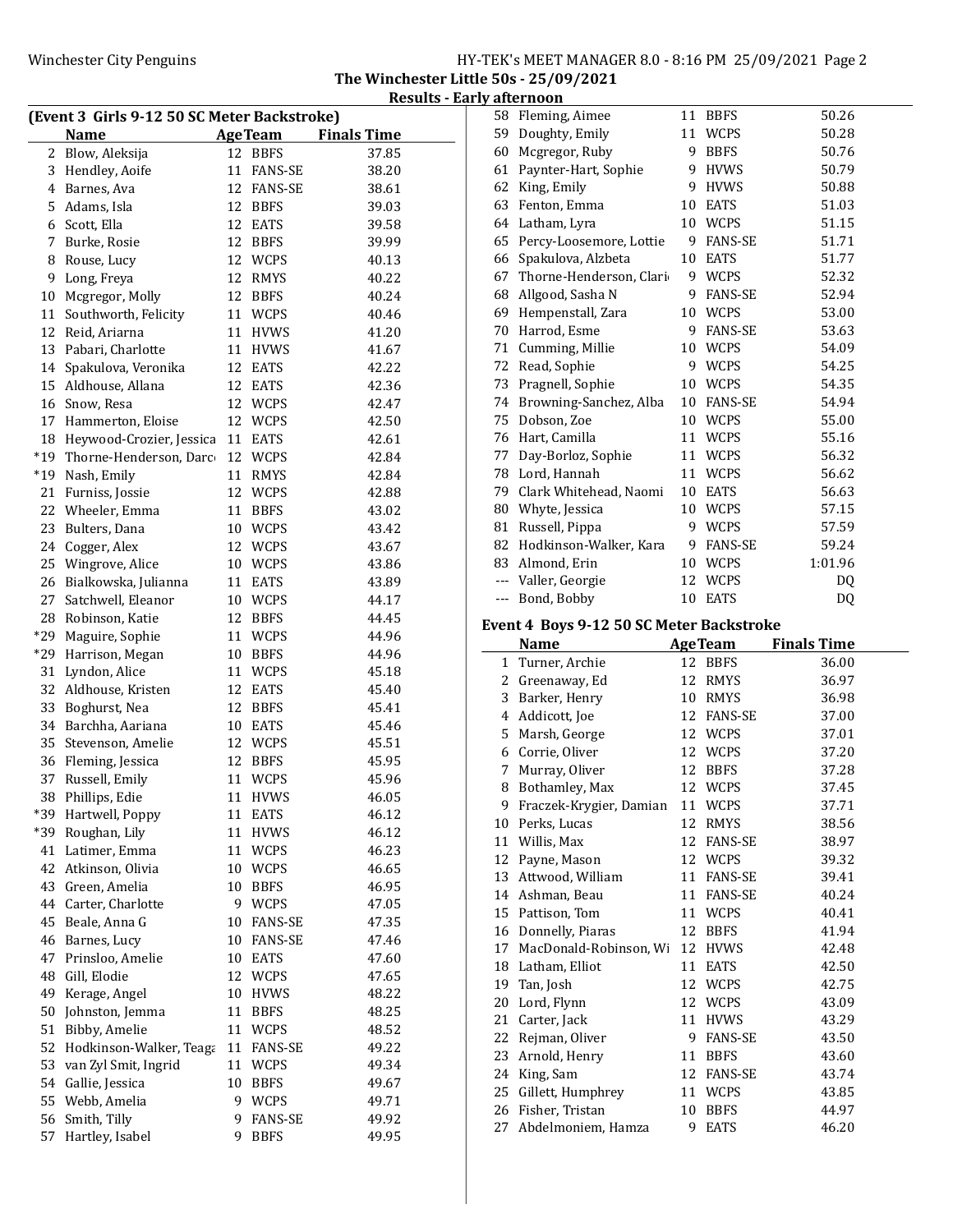The Winchester Little 50s - 25/09/2021

Results - Early afternoon

### (Event 3 Girls 9-12 50 SC Meter Backstroke)

| | Name | Age | Team | Finals Time |
|---|---|---|---|---|
| 2 | Blow, Aleksija | 12 | BBFS | 37.85 |
| 3 | Hendley, Aoife | 11 | FANS-SE | 38.20 |
| 4 | Barnes, Ava | 12 | FANS-SE | 38.61 |
| 5 | Adams, Isla | 12 | BBFS | 39.03 |
| 6 | Scott, Ella | 12 | EATS | 39.58 |
| 7 | Burke, Rosie | 12 | BBFS | 39.99 |
| 8 | Rouse, Lucy | 12 | WCPS | 40.13 |
| 9 | Long, Freya | 12 | RMYS | 40.22 |
| 10 | Mcgregor, Molly | 12 | BBFS | 40.24 |
| 11 | Southworth, Felicity | 11 | WCPS | 40.46 |
| 12 | Reid, Ariarna | 11 | HVWS | 41.20 |
| 13 | Pabari, Charlotte | 11 | HVWS | 41.67 |
| 14 | Spakulova, Veronika | 12 | EATS | 42.22 |
| 15 | Aldhouse, Allana | 12 | EATS | 42.36 |
| 16 | Snow, Resa | 12 | WCPS | 42.47 |
| 17 | Hammerton, Eloise | 12 | WCPS | 42.50 |
| 18 | Heywood-Crozier, Jessica | 11 | EATS | 42.61 |
| *19 | Thorne-Henderson, Darc | 12 | WCPS | 42.84 |
| *19 | Nash, Emily | 11 | RMYS | 42.84 |
| 21 | Furniss, Jossie | 12 | WCPS | 42.88 |
| 22 | Wheeler, Emma | 11 | BBFS | 43.02 |
| 23 | Bulters, Dana | 10 | WCPS | 43.42 |
| 24 | Cogger, Alex | 12 | WCPS | 43.67 |
| 25 | Wingrove, Alice | 10 | WCPS | 43.86 |
| 26 | Bialkowska, Julianna | 11 | EATS | 43.89 |
| 27 | Satchwell, Eleanor | 10 | WCPS | 44.17 |
| 28 | Robinson, Katie | 12 | BBFS | 44.45 |
| *29 | Maguire, Sophie | 11 | WCPS | 44.96 |
| *29 | Harrison, Megan | 10 | BBFS | 44.96 |
| 31 | Lyndon, Alice | 11 | WCPS | 45.18 |
| 32 | Aldhouse, Kristen | 12 | EATS | 45.40 |
| 33 | Boghurst, Nea | 12 | BBFS | 45.41 |
| 34 | Barchha, Aariana | 10 | EATS | 45.46 |
| 35 | Stevenson, Amelie | 12 | WCPS | 45.51 |
| 36 | Fleming, Jessica | 12 | BBFS | 45.95 |
| 37 | Russell, Emily | 11 | WCPS | 45.96 |
| 38 | Phillips, Edie | 11 | HVWS | 46.05 |
| *39 | Hartwell, Poppy | 11 | EATS | 46.12 |
| *39 | Roughan, Lily | 11 | HVWS | 46.12 |
| 41 | Latimer, Emma | 11 | WCPS | 46.23 |
| 42 | Atkinson, Olivia | 10 | WCPS | 46.65 |
| 43 | Green, Amelia | 10 | BBFS | 46.95 |
| 44 | Carter, Charlotte | 9 | WCPS | 47.05 |
| 45 | Beale, Anna G | 10 | FANS-SE | 47.35 |
| 46 | Barnes, Lucy | 10 | FANS-SE | 47.46 |
| 47 | Prinsloo, Amelie | 10 | EATS | 47.60 |
| 48 | Gill, Elodie | 12 | WCPS | 47.65 |
| 49 | Kerage, Angel | 10 | HVWS | 48.22 |
| 50 | Johnston, Jemma | 11 | BBFS | 48.25 |
| 51 | Bibby, Amelie | 11 | WCPS | 48.52 |
| 52 | Hodkinson-Walker, Teaga | 11 | FANS-SE | 49.22 |
| 53 | van Zyl Smit, Ingrid | 11 | WCPS | 49.34 |
| 54 | Gallie, Jessica | 10 | BBFS | 49.67 |
| 55 | Webb, Amelia | 9 | WCPS | 49.71 |
| 56 | Smith, Tilly | 9 | FANS-SE | 49.92 |
| 57 | Hartley, Isabel | 9 | BBFS | 49.95 |
| 58 | Fleming, Aimee | 11 | BBFS | 50.26 |
| 59 | Doughty, Emily | 11 | WCPS | 50.28 |
| 60 | Mcgregor, Ruby | 9 | BBFS | 50.76 |
| 61 | Paynter-Hart, Sophie | 9 | HVWS | 50.79 |
| 62 | King, Emily | 9 | HVWS | 50.88 |
| 63 | Fenton, Emma | 10 | EATS | 51.03 |
| 64 | Latham, Lyra | 10 | WCPS | 51.15 |
| 65 | Percy-Loosemore, Lottie | 9 | FANS-SE | 51.71 |
| 66 | Spakulova, Alzbeta | 10 | EATS | 51.77 |
| 67 | Thorne-Henderson, Clari | 9 | WCPS | 52.32 |
| 68 | Allgood, Sasha N | 9 | FANS-SE | 52.94 |
| 69 | Hempenstall, Zara | 10 | WCPS | 53.00 |
| 70 | Harrod, Esme | 9 | FANS-SE | 53.63 |
| 71 | Cumming, Millie | 10 | WCPS | 54.09 |
| 72 | Read, Sophie | 9 | WCPS | 54.25 |
| 73 | Pragnell, Sophie | 10 | WCPS | 54.35 |
| 74 | Browning-Sanchez, Alba | 10 | FANS-SE | 54.94 |
| 75 | Dobson, Zoe | 10 | WCPS | 55.00 |
| 76 | Hart, Camilla | 11 | WCPS | 55.16 |
| 77 | Day-Borloz, Sophie | 11 | WCPS | 56.32 |
| 78 | Lord, Hannah | 11 | WCPS | 56.62 |
| 79 | Clark Whitehead, Naomi | 10 | EATS | 56.63 |
| 80 | Whyte, Jessica | 10 | WCPS | 57.15 |
| 81 | Russell, Pippa | 9 | WCPS | 57.59 |
| 82 | Hodkinson-Walker, Kara | 9 | FANS-SE | 59.24 |
| 83 | Almond, Erin | 10 | WCPS | 1:01.96 |
| --- | Valler, Georgie | 12 | WCPS | DQ |
| --- | Bond, Bobby | 10 | EATS | DQ |

### Event 4 Boys 9-12 50 SC Meter Backstroke

| | Name | Age | Team | Finals Time |
|---|---|---|---|---|
| 1 | Turner, Archie | 12 | BBFS | 36.00 |
| 2 | Greenaway, Ed | 12 | RMYS | 36.97 |
| 3 | Barker, Henry | 10 | RMYS | 36.98 |
| 4 | Addicott, Joe | 12 | FANS-SE | 37.00 |
| 5 | Marsh, George | 12 | WCPS | 37.01 |
| 6 | Corrie, Oliver | 12 | WCPS | 37.20 |
| 7 | Murray, Oliver | 12 | BBFS | 37.28 |
| 8 | Bothamley, Max | 12 | WCPS | 37.45 |
| 9 | Fraczek-Krygier, Damian | 11 | WCPS | 37.71 |
| 10 | Perks, Lucas | 12 | RMYS | 38.56 |
| 11 | Willis, Max | 12 | FANS-SE | 38.97 |
| 12 | Payne, Mason | 12 | WCPS | 39.32 |
| 13 | Attwood, William | 11 | FANS-SE | 39.41 |
| 14 | Ashman, Beau | 11 | FANS-SE | 40.24 |
| 15 | Pattison, Tom | 11 | WCPS | 40.41 |
| 16 | Donnelly, Piaras | 12 | BBFS | 41.94 |
| 17 | MacDonald-Robinson, Wi | 12 | HVWS | 42.48 |
| 18 | Latham, Elliot | 11 | EATS | 42.50 |
| 19 | Tan, Josh | 12 | WCPS | 42.75 |
| 20 | Lord, Flynn | 12 | WCPS | 43.09 |
| 21 | Carter, Jack | 11 | HVWS | 43.29 |
| 22 | Rejman, Oliver | 9 | FANS-SE | 43.50 |
| 23 | Arnold, Henry | 11 | BBFS | 43.60 |
| 24 | King, Sam | 12 | FANS-SE | 43.74 |
| 25 | Gillett, Humphrey | 11 | WCPS | 43.85 |
| 26 | Fisher, Tristan | 10 | BBFS | 44.97 |
| 27 | Abdelmoniem, Hamza | 9 | EATS | 46.20 |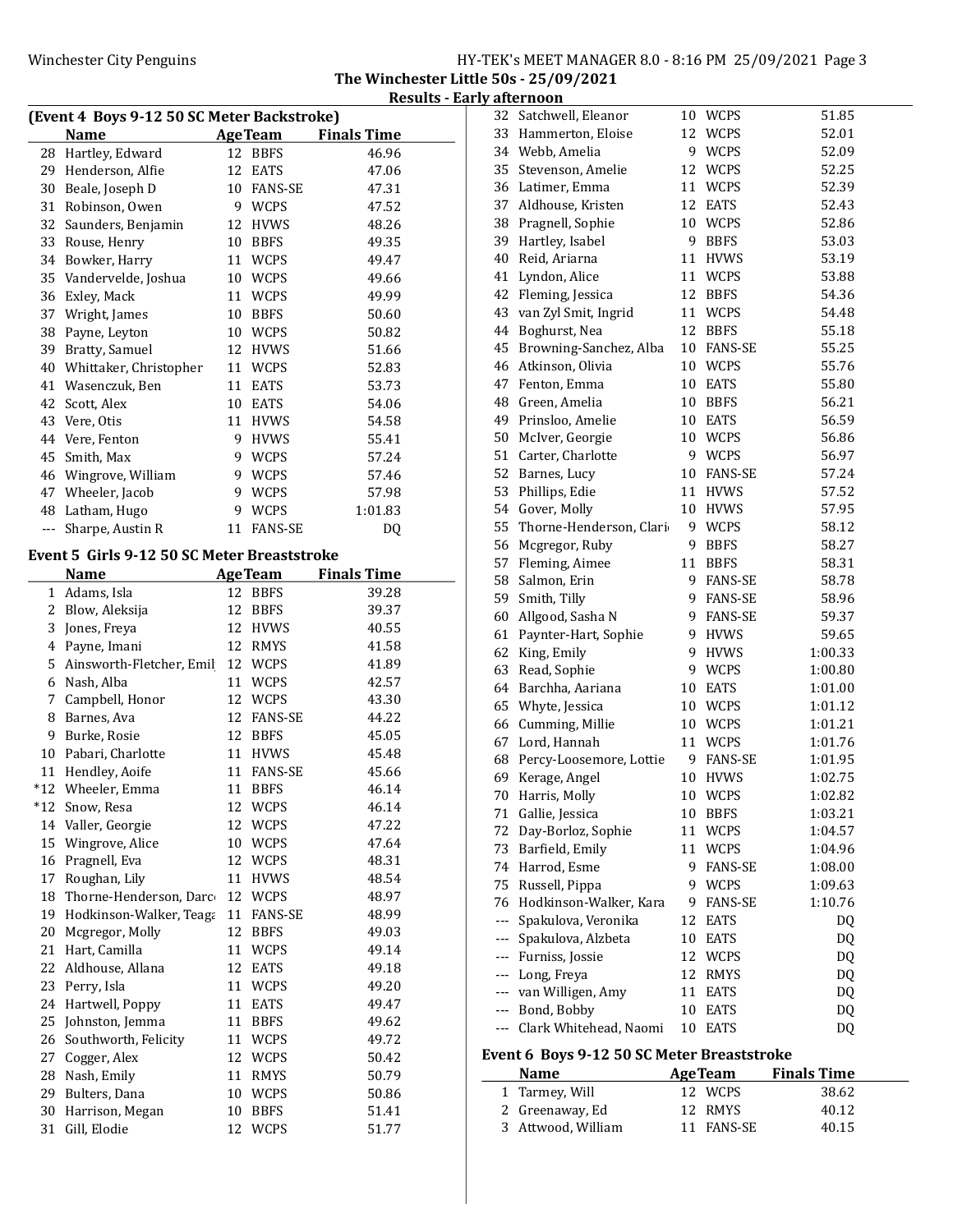The Winchester Little 50s - 25/09/2021

Results - Early afternoon

### (Event 4 Boys 9-12 50 SC Meter Backstroke)

| | Name | Age | Team | Finals Time |
|---|---|---|---|---|
| 28 | Hartley, Edward | 12 | BBFS | 46.96 |
| 29 | Henderson, Alfie | 12 | EATS | 47.06 |
| 30 | Beale, Joseph D | 10 | FANS-SE | 47.31 |
| 31 | Robinson, Owen | 9 | WCPS | 47.52 |
| 32 | Saunders, Benjamin | 12 | HVWS | 48.26 |
| 33 | Rouse, Henry | 10 | BBFS | 49.35 |
| 34 | Bowker, Harry | 11 | WCPS | 49.47 |
| 35 | Vandervelde, Joshua | 10 | WCPS | 49.66 |
| 36 | Exley, Mack | 11 | WCPS | 49.99 |
| 37 | Wright, James | 10 | BBFS | 50.60 |
| 38 | Payne, Leyton | 10 | WCPS | 50.82 |
| 39 | Bratty, Samuel | 12 | HVWS | 51.66 |
| 40 | Whittaker, Christopher | 11 | WCPS | 52.83 |
| 41 | Wasenczuk, Ben | 11 | EATS | 53.73 |
| 42 | Scott, Alex | 10 | EATS | 54.06 |
| 43 | Vere, Otis | 11 | HVWS | 54.58 |
| 44 | Vere, Fenton | 9 | HVWS | 55.41 |
| 45 | Smith, Max | 9 | WCPS | 57.24 |
| 46 | Wingrove, William | 9 | WCPS | 57.46 |
| 47 | Wheeler, Jacob | 9 | WCPS | 57.98 |
| 48 | Latham, Hugo | 9 | WCPS | 1:01.83 |
| --- | Sharpe, Austin R | 11 | FANS-SE | DQ |

### Event 5 Girls 9-12 50 SC Meter Breaststroke

| | Name | Age | Team | Finals Time |
|---|---|---|---|---|
| 1 | Adams, Isla | 12 | BBFS | 39.28 |
| 2 | Blow, Aleksija | 12 | BBFS | 39.37 |
| 3 | Jones, Freya | 12 | HVWS | 40.55 |
| 4 | Payne, Imani | 12 | RMYS | 41.58 |
| 5 | Ainsworth-Fletcher, Emil | 12 | WCPS | 41.89 |
| 6 | Nash, Alba | 11 | WCPS | 42.57 |
| 7 | Campbell, Honor | 12 | WCPS | 43.30 |
| 8 | Barnes, Ava | 12 | FANS-SE | 44.22 |
| 9 | Burke, Rosie | 12 | BBFS | 45.05 |
| 10 | Pabari, Charlotte | 11 | HVWS | 45.48 |
| 11 | Hendley, Aoife | 11 | FANS-SE | 45.66 |
| *12 | Wheeler, Emma | 11 | BBFS | 46.14 |
| *12 | Snow, Resa | 12 | WCPS | 46.14 |
| 14 | Valler, Georgie | 12 | WCPS | 47.22 |
| 15 | Wingrove, Alice | 10 | WCPS | 47.64 |
| 16 | Pragnell, Eva | 12 | WCPS | 48.31 |
| 17 | Roughan, Lily | 11 | HVWS | 48.54 |
| 18 | Thorne-Henderson, Darc | 12 | WCPS | 48.97 |
| 19 | Hodkinson-Walker, Teaga | 11 | FANS-SE | 48.99 |
| 20 | Mcgregor, Molly | 12 | BBFS | 49.03 |
| 21 | Hart, Camilla | 11 | WCPS | 49.14 |
| 22 | Aldhouse, Allana | 12 | EATS | 49.18 |
| 23 | Perry, Isla | 11 | WCPS | 49.20 |
| 24 | Hartwell, Poppy | 11 | EATS | 49.47 |
| 25 | Johnston, Jemma | 11 | BBFS | 49.62 |
| 26 | Southworth, Felicity | 11 | WCPS | 49.72 |
| 27 | Cogger, Alex | 12 | WCPS | 50.42 |
| 28 | Nash, Emily | 11 | RMYS | 50.79 |
| 29 | Bulters, Dana | 10 | WCPS | 50.86 |
| 30 | Harrison, Megan | 10 | BBFS | 51.41 |
| 31 | Gill, Elodie | 12 | WCPS | 51.77 |
| 32 | Satchwell, Eleanor | 10 | WCPS | 51.85 |
| 33 | Hammerton, Eloise | 12 | WCPS | 52.01 |
| 34 | Webb, Amelia | 9 | WCPS | 52.09 |
| 35 | Stevenson, Amelie | 12 | WCPS | 52.25 |
| 36 | Latimer, Emma | 11 | WCPS | 52.39 |
| 37 | Aldhouse, Kristen | 12 | EATS | 52.43 |
| 38 | Pragnell, Sophie | 10 | WCPS | 52.86 |
| 39 | Hartley, Isabel | 9 | BBFS | 53.03 |
| 40 | Reid, Ariarna | 11 | HVWS | 53.19 |
| 41 | Lyndon, Alice | 11 | WCPS | 53.88 |
| 42 | Fleming, Jessica | 12 | BBFS | 54.36 |
| 43 | van Zyl Smit, Ingrid | 11 | WCPS | 54.48 |
| 44 | Boghurst, Nea | 12 | BBFS | 55.18 |
| 45 | Browning-Sanchez, Alba | 10 | FANS-SE | 55.25 |
| 46 | Atkinson, Olivia | 10 | WCPS | 55.76 |
| 47 | Fenton, Emma | 10 | EATS | 55.80 |
| 48 | Green, Amelia | 10 | BBFS | 56.21 |
| 49 | Prinsloo, Amelie | 10 | EATS | 56.59 |
| 50 | McIver, Georgie | 10 | WCPS | 56.86 |
| 51 | Carter, Charlotte | 9 | WCPS | 56.97 |
| 52 | Barnes, Lucy | 10 | FANS-SE | 57.24 |
| 53 | Phillips, Edie | 11 | HVWS | 57.52 |
| 54 | Gover, Molly | 10 | HVWS | 57.95 |
| 55 | Thorne-Henderson, Clari | 9 | WCPS | 58.12 |
| 56 | Mcgregor, Ruby | 9 | BBFS | 58.27 |
| 57 | Fleming, Aimee | 11 | BBFS | 58.31 |
| 58 | Salmon, Erin | 9 | FANS-SE | 58.78 |
| 59 | Smith, Tilly | 9 | FANS-SE | 58.96 |
| 60 | Allgood, Sasha N | 9 | FANS-SE | 59.37 |
| 61 | Paynter-Hart, Sophie | 9 | HVWS | 59.65 |
| 62 | King, Emily | 9 | HVWS | 1:00.33 |
| 63 | Read, Sophie | 9 | WCPS | 1:00.80 |
| 64 | Barchha, Aariana | 10 | EATS | 1:01.00 |
| 65 | Whyte, Jessica | 10 | WCPS | 1:01.12 |
| 66 | Cumming, Millie | 10 | WCPS | 1:01.21 |
| 67 | Lord, Hannah | 11 | WCPS | 1:01.76 |
| 68 | Percy-Loosemore, Lottie | 9 | FANS-SE | 1:01.95 |
| 69 | Kerage, Angel | 10 | HVWS | 1:02.75 |
| 70 | Harris, Molly | 10 | WCPS | 1:02.82 |
| 71 | Gallie, Jessica | 10 | BBFS | 1:03.21 |
| 72 | Day-Borloz, Sophie | 11 | WCPS | 1:04.57 |
| 73 | Barfield, Emily | 11 | WCPS | 1:04.96 |
| 74 | Harrod, Esme | 9 | FANS-SE | 1:08.00 |
| 75 | Russell, Pippa | 9 | WCPS | 1:09.63 |
| 76 | Hodkinson-Walker, Kara | 9 | FANS-SE | 1:10.76 |
| --- | Spakulova, Veronika | 12 | EATS | DQ |
| --- | Spakulova, Alzbeta | 10 | EATS | DQ |
| --- | Furniss, Jossie | 12 | WCPS | DQ |
| --- | Long, Freya | 12 | RMYS | DQ |
| --- | van Willigen, Amy | 11 | EATS | DQ |
| --- | Bond, Bobby | 10 | EATS | DQ |
| --- | Clark Whitehead, Naomi | 10 | EATS | DQ |

### Event 6 Boys 9-12 50 SC Meter Breaststroke

| | Name | Age | Team | Finals Time |
|---|---|---|---|---|
| 1 | Tarmey, Will | 12 | WCPS | 38.62 |
| 2 | Greenaway, Ed | 12 | RMYS | 40.12 |
| 3 | Attwood, William | 11 | FANS-SE | 40.15 |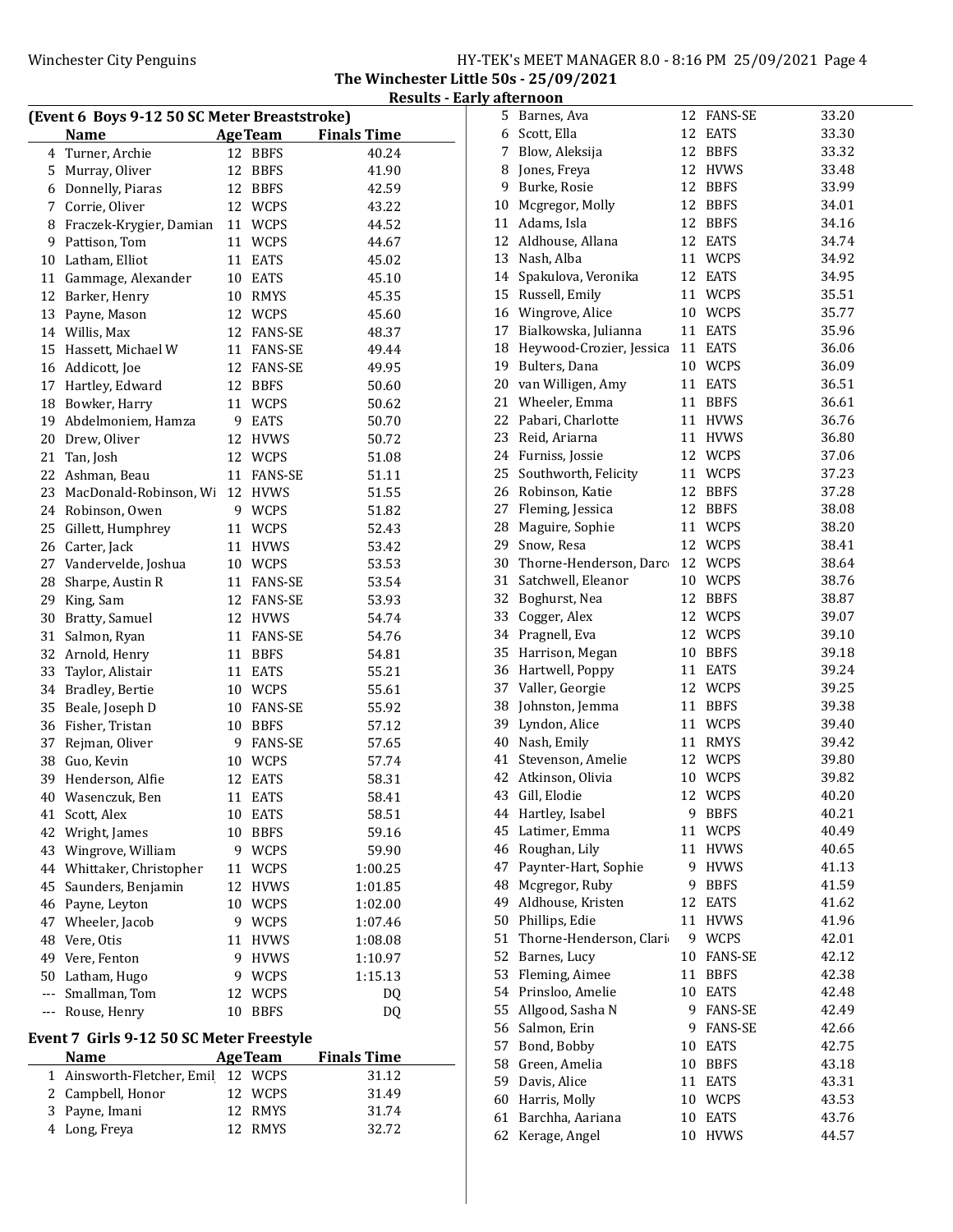### (Event 6 Boys 9-12 50 SC Meter Breaststroke)

| | Name | Age | Team | Finals Time |
|---|---|---|---|---|
| 4 | Turner, Archie | 12 | BBFS | 40.24 |
| 5 | Murray, Oliver | 12 | BBFS | 41.90 |
| 6 | Donnelly, Piaras | 12 | BBFS | 42.59 |
| 7 | Corrie, Oliver | 12 | WCPS | 43.22 |
| 8 | Fraczek-Krygier, Damian | 11 | WCPS | 44.52 |
| 9 | Pattison, Tom | 11 | WCPS | 44.67 |
| 10 | Latham, Elliot | 11 | EATS | 45.02 |
| 11 | Gammage, Alexander | 10 | EATS | 45.10 |
| 12 | Barker, Henry | 10 | RMYS | 45.35 |
| 13 | Payne, Mason | 12 | WCPS | 45.60 |
| 14 | Willis, Max | 12 | FANS-SE | 48.37 |
| 15 | Hassett, Michael W | 11 | FANS-SE | 49.44 |
| 16 | Addicott, Joe | 12 | FANS-SE | 49.95 |
| 17 | Hartley, Edward | 12 | BBFS | 50.60 |
| 18 | Bowker, Harry | 11 | WCPS | 50.62 |
| 19 | Abdelmoniem, Hamza | 9 | EATS | 50.70 |
| 20 | Drew, Oliver | 12 | HVWS | 50.72 |
| 21 | Tan, Josh | 12 | WCPS | 51.08 |
| 22 | Ashman, Beau | 11 | FANS-SE | 51.11 |
| 23 | MacDonald-Robinson, Wi | 12 | HVWS | 51.55 |
| 24 | Robinson, Owen | 9 | WCPS | 51.82 |
| 25 | Gillett, Humphrey | 11 | WCPS | 52.43 |
| 26 | Carter, Jack | 11 | HVWS | 53.42 |
| 27 | Vandervelde, Joshua | 10 | WCPS | 53.53 |
| 28 | Sharpe, Austin R | 11 | FANS-SE | 53.54 |
| 29 | King, Sam | 12 | FANS-SE | 53.93 |
| 30 | Bratty, Samuel | 12 | HVWS | 54.74 |
| 31 | Salmon, Ryan | 11 | FANS-SE | 54.76 |
| 32 | Arnold, Henry | 11 | BBFS | 54.81 |
| 33 | Taylor, Alistair | 11 | EATS | 55.21 |
| 34 | Bradley, Bertie | 10 | WCPS | 55.61 |
| 35 | Beale, Joseph D | 10 | FANS-SE | 55.92 |
| 36 | Fisher, Tristan | 10 | BBFS | 57.12 |
| 37 | Rejman, Oliver | 9 | FANS-SE | 57.65 |
| 38 | Guo, Kevin | 10 | WCPS | 57.74 |
| 39 | Henderson, Alfie | 12 | EATS | 58.31 |
| 40 | Wasenczuk, Ben | 11 | EATS | 58.41 |
| 41 | Scott, Alex | 10 | EATS | 58.51 |
| 42 | Wright, James | 10 | BBFS | 59.16 |
| 43 | Wingrove, William | 9 | WCPS | 59.90 |
| 44 | Whittaker, Christopher | 11 | WCPS | 1:00.25 |
| 45 | Saunders, Benjamin | 12 | HVWS | 1:01.85 |
| 46 | Payne, Leyton | 10 | WCPS | 1:02.00 |
| 47 | Wheeler, Jacob | 9 | WCPS | 1:07.46 |
| 48 | Vere, Otis | 11 | HVWS | 1:08.08 |
| 49 | Vere, Fenton | 9 | HVWS | 1:10.97 |
| 50 | Latham, Hugo | 9 | WCPS | 1:15.13 |
| --- | Smallman, Tom | 12 | WCPS | DQ |
| --- | Rouse, Henry | 10 | BBFS | DQ |

### Event 7 Girls 9-12 50 SC Meter Freestyle

| | Name | Age | Team | Finals Time |
|---|---|---|---|---|
| 1 | Ainsworth-Fletcher, Emil | 12 | WCPS | 31.12 |
| 2 | Campbell, Honor | 12 | WCPS | 31.49 |
| 3 | Payne, Imani | 12 | RMYS | 31.74 |
| 4 | Long, Freya | 12 | RMYS | 32.72 |
| 5 | Barnes, Ava | 12 | FANS-SE | 33.20 |
| 6 | Scott, Ella | 12 | EATS | 33.30 |
| 7 | Blow, Aleksija | 12 | BBFS | 33.32 |
| 8 | Jones, Freya | 12 | HVWS | 33.48 |
| 9 | Burke, Rosie | 12 | BBFS | 33.99 |
| 10 | Mcgregor, Molly | 12 | BBFS | 34.01 |
| 11 | Adams, Isla | 12 | BBFS | 34.16 |
| 12 | Aldhouse, Allana | 12 | EATS | 34.74 |
| 13 | Nash, Alba | 11 | WCPS | 34.92 |
| 14 | Spakulova, Veronika | 12 | EATS | 34.95 |
| 15 | Russell, Emily | 11 | WCPS | 35.51 |
| 16 | Wingrove, Alice | 10 | WCPS | 35.77 |
| 17 | Bialkowska, Julianna | 11 | EATS | 35.96 |
| 18 | Heywood-Crozier, Jessica | 11 | EATS | 36.06 |
| 19 | Bulters, Dana | 10 | WCPS | 36.09 |
| 20 | van Willigen, Amy | 11 | EATS | 36.51 |
| 21 | Wheeler, Emma | 11 | BBFS | 36.61 |
| 22 | Pabari, Charlotte | 11 | HVWS | 36.76 |
| 23 | Reid, Ariarna | 11 | HVWS | 36.80 |
| 24 | Furniss, Jossie | 12 | WCPS | 37.06 |
| 25 | Southworth, Felicity | 11 | WCPS | 37.23 |
| 26 | Robinson, Katie | 12 | BBFS | 37.28 |
| 27 | Fleming, Jessica | 12 | BBFS | 38.08 |
| 28 | Maguire, Sophie | 11 | WCPS | 38.20 |
| 29 | Snow, Resa | 12 | WCPS | 38.41 |
| 30 | Thorne-Henderson, Darc | 12 | WCPS | 38.64 |
| 31 | Satchwell, Eleanor | 10 | WCPS | 38.76 |
| 32 | Boghurst, Nea | 12 | BBFS | 38.87 |
| 33 | Cogger, Alex | 12 | WCPS | 39.07 |
| 34 | Pragnell, Eva | 12 | WCPS | 39.10 |
| 35 | Harrison, Megan | 10 | BBFS | 39.18 |
| 36 | Hartwell, Poppy | 11 | EATS | 39.24 |
| 37 | Valler, Georgie | 12 | WCPS | 39.25 |
| 38 | Johnston, Jemma | 11 | BBFS | 39.38 |
| 39 | Lyndon, Alice | 11 | WCPS | 39.40 |
| 40 | Nash, Emily | 11 | RMYS | 39.42 |
| 41 | Stevenson, Amelie | 12 | WCPS | 39.80 |
| 42 | Atkinson, Olivia | 10 | WCPS | 39.82 |
| 43 | Gill, Elodie | 12 | WCPS | 40.20 |
| 44 | Hartley, Isabel | 9 | BBFS | 40.21 |
| 45 | Latimer, Emma | 11 | WCPS | 40.49 |
| 46 | Roughan, Lily | 11 | HVWS | 40.65 |
| 47 | Paynter-Hart, Sophie | 9 | HVWS | 41.13 |
| 48 | Mcgregor, Ruby | 9 | BBFS | 41.59 |
| 49 | Aldhouse, Kristen | 12 | EATS | 41.62 |
| 50 | Phillips, Edie | 11 | HVWS | 41.96 |
| 51 | Thorne-Henderson, Clari | 9 | WCPS | 42.01 |
| 52 | Barnes, Lucy | 10 | FANS-SE | 42.12 |
| 53 | Fleming, Aimee | 11 | BBFS | 42.38 |
| 54 | Prinsloo, Amelie | 10 | EATS | 42.48 |
| 55 | Allgood, Sasha N | 9 | FANS-SE | 42.49 |
| 56 | Salmon, Erin | 9 | FANS-SE | 42.66 |
| 57 | Bond, Bobby | 10 | EATS | 42.75 |
| 58 | Green, Amelia | 10 | BBFS | 43.18 |
| 59 | Davis, Alice | 11 | EATS | 43.31 |
| 60 | Harris, Molly | 10 | WCPS | 43.53 |
| 61 | Barchha, Aariana | 10 | EATS | 43.76 |
| 62 | Kerage, Angel | 10 | HVWS | 44.57 |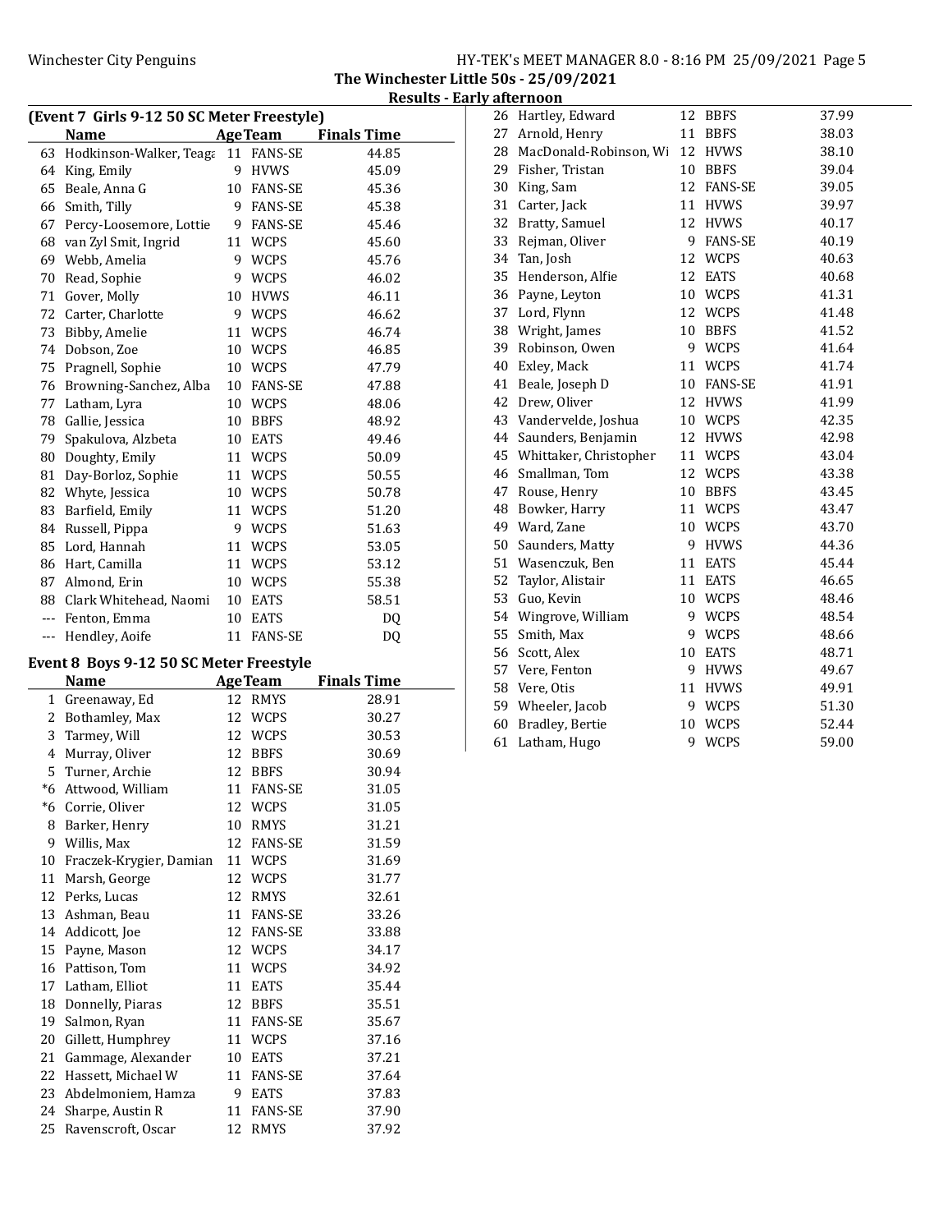**(Event 7 Girls 9-12 50 SC Meter Freestyle)**

| | Name | Age | Team | Finals Time |
|---|---|---|---|---|
| 63 | Hodkinson-Walker, Teaga | 11 | FANS-SE | 44.85 |
| 64 | King, Emily | 9 | HVWS | 45.09 |
| 65 | Beale, Anna G | 10 | FANS-SE | 45.36 |
| 66 | Smith, Tilly | 9 | FANS-SE | 45.38 |
| 67 | Percy-Loosemore, Lottie | 9 | FANS-SE | 45.46 |
| 68 | van Zyl Smit, Ingrid | 11 | WCPS | 45.60 |
| 69 | Webb, Amelia | 9 | WCPS | 45.76 |
| 70 | Read, Sophie | 9 | WCPS | 46.02 |
| 71 | Gover, Molly | 10 | HVWS | 46.11 |
| 72 | Carter, Charlotte | 9 | WCPS | 46.62 |
| 73 | Bibby, Amelie | 11 | WCPS | 46.74 |
| 74 | Dobson, Zoe | 10 | WCPS | 46.85 |
| 75 | Pragnell, Sophie | 10 | WCPS | 47.79 |
| 76 | Browning-Sanchez, Alba | 10 | FANS-SE | 47.88 |
| 77 | Latham, Lyra | 10 | WCPS | 48.06 |
| 78 | Gallie, Jessica | 10 | BBFS | 48.92 |
| 79 | Spakulova, Alzbeta | 10 | EATS | 49.46 |
| 80 | Doughty, Emily | 11 | WCPS | 50.09 |
| 81 | Day-Borloz, Sophie | 11 | WCPS | 50.55 |
| 82 | Whyte, Jessica | 10 | WCPS | 50.78 |
| 83 | Barfield, Emily | 11 | WCPS | 51.20 |
| 84 | Russell, Pippa | 9 | WCPS | 51.63 |
| 85 | Lord, Hannah | 11 | WCPS | 53.05 |
| 86 | Hart, Camilla | 11 | WCPS | 53.12 |
| 87 | Almond, Erin | 10 | WCPS | 55.38 |
| 88 | Clark Whitehead, Naomi | 10 | EATS | 58.51 |
| --- | Fenton, Emma | 10 | EATS | DQ |
| --- | Hendley, Aoife | 11 | FANS-SE | DQ |

**Event 8 Boys 9-12 50 SC Meter Freestyle**

| | Name | Age | Team | Finals Time |
|---|---|---|---|---|
| 1 | Greenaway, Ed | 12 | RMYS | 28.91 |
| 2 | Bothamley, Max | 12 | WCPS | 30.27 |
| 3 | Tarmey, Will | 12 | WCPS | 30.53 |
| 4 | Murray, Oliver | 12 | BBFS | 30.69 |
| 5 | Turner, Archie | 12 | BBFS | 30.94 |
| *6 | Attwood, William | 11 | FANS-SE | 31.05 |
| *6 | Corrie, Oliver | 12 | WCPS | 31.05 |
| 8 | Barker, Henry | 10 | RMYS | 31.21 |
| 9 | Willis, Max | 12 | FANS-SE | 31.59 |
| 10 | Fraczek-Krygier, Damian | 11 | WCPS | 31.69 |
| 11 | Marsh, George | 12 | WCPS | 31.77 |
| 12 | Perks, Lucas | 12 | RMYS | 32.61 |
| 13 | Ashman, Beau | 11 | FANS-SE | 33.26 |
| 14 | Addicott, Joe | 12 | FANS-SE | 33.88 |
| 15 | Payne, Mason | 12 | WCPS | 34.17 |
| 16 | Pattison, Tom | 11 | WCPS | 34.92 |
| 17 | Latham, Elliot | 11 | EATS | 35.44 |
| 18 | Donnelly, Piaras | 12 | BBFS | 35.51 |
| 19 | Salmon, Ryan | 11 | FANS-SE | 35.67 |
| 20 | Gillett, Humphrey | 11 | WCPS | 37.16 |
| 21 | Gammage, Alexander | 10 | EATS | 37.21 |
| 22 | Hassett, Michael W | 11 | FANS-SE | 37.64 |
| 23 | Abdelmoniem, Hamza | 9 | EATS | 37.83 |
| 24 | Sharpe, Austin R | 11 | FANS-SE | 37.90 |
| 25 | Ravenscroft, Oscar | 12 | RMYS | 37.92 |
| 26 | Hartley, Edward | 12 | BBFS | 37.99 |
| 27 | Arnold, Henry | 11 | BBFS | 38.03 |
| 28 | MacDonald-Robinson, Wi | 12 | HVWS | 38.10 |
| 29 | Fisher, Tristan | 10 | BBFS | 39.04 |
| 30 | King, Sam | 12 | FANS-SE | 39.05 |
| 31 | Carter, Jack | 11 | HVWS | 39.97 |
| 32 | Bratty, Samuel | 12 | HVWS | 40.17 |
| 33 | Rejman, Oliver | 9 | FANS-SE | 40.19 |
| 34 | Tan, Josh | 12 | WCPS | 40.63 |
| 35 | Henderson, Alfie | 12 | EATS | 40.68 |
| 36 | Payne, Leyton | 10 | WCPS | 41.31 |
| 37 | Lord, Flynn | 12 | WCPS | 41.48 |
| 38 | Wright, James | 10 | BBFS | 41.52 |
| 39 | Robinson, Owen | 9 | WCPS | 41.64 |
| 40 | Exley, Mack | 11 | WCPS | 41.74 |
| 41 | Beale, Joseph D | 10 | FANS-SE | 41.91 |
| 42 | Drew, Oliver | 12 | HVWS | 41.99 |
| 43 | Vandervelde, Joshua | 10 | WCPS | 42.35 |
| 44 | Saunders, Benjamin | 12 | HVWS | 42.98 |
| 45 | Whittaker, Christopher | 11 | WCPS | 43.04 |
| 46 | Smallman, Tom | 12 | WCPS | 43.38 |
| 47 | Rouse, Henry | 10 | BBFS | 43.45 |
| 48 | Bowker, Harry | 11 | WCPS | 43.47 |
| 49 | Ward, Zane | 10 | WCPS | 43.70 |
| 50 | Saunders, Matty | 9 | HVWS | 44.36 |
| 51 | Wasenczuk, Ben | 11 | EATS | 45.44 |
| 52 | Taylor, Alistair | 11 | EATS | 46.65 |
| 53 | Guo, Kevin | 10 | WCPS | 48.46 |
| 54 | Wingrove, William | 9 | WCPS | 48.54 |
| 55 | Smith, Max | 9 | WCPS | 48.66 |
| 56 | Scott, Alex | 10 | EATS | 48.71 |
| 57 | Vere, Fenton | 9 | HVWS | 49.67 |
| 58 | Vere, Otis | 11 | HVWS | 49.91 |
| 59 | Wheeler, Jacob | 9 | WCPS | 51.30 |
| 60 | Bradley, Bertie | 10 | WCPS | 52.44 |
| 61 | Latham, Hugo | 9 | WCPS | 59.00 |